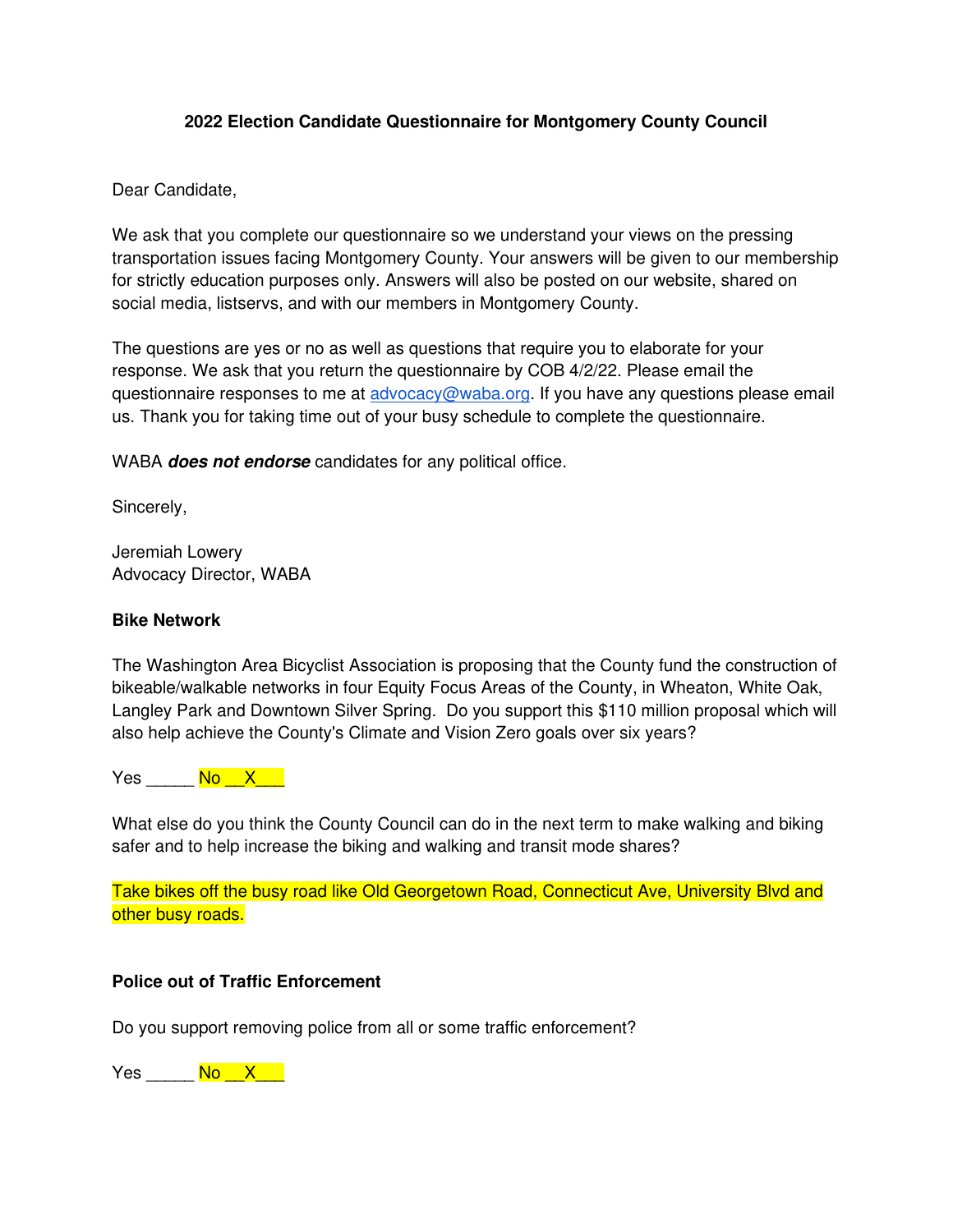**2022 Election Candidate Questionnaire for Montgomery County Council**

Dear Candidate,

We ask that you complete our questionnaire so we understand your views on the pressing transportation issues facing Montgomery County. Your answers will be given to our membership for strictly education purposes only. Answers will also be posted on our website, shared on social media, listservs, and with our members in Montgomery County.

The questions are yes or no as well as questions that require you to elaborate for your response. We ask that you return the questionnaire by COB 4/2/22. Please email the questionnaire responses to me at advocacy@waba.org. If you have any questions please email us. Thank you for taking time out of your busy schedule to complete the questionnaire.

WABA ***does not endorse*** candidates for any political office.

Sincerely,

Jeremiah Lowery
Advocacy Director, WABA

**Bike Network**

The Washington Area Bicyclist Association is proposing that the County fund the construction of bikeable/walkable networks in four Equity Focus Areas of the County, in Wheaton, White Oak, Langley Park and Downtown Silver Spring. Do you support this $110 million proposal which will also help achieve the County's Climate and Vision Zero goals over six years?

Yes _____ No __X___

What else do you think the County Council can do in the next term to make walking and biking safer and to help increase the biking and walking and transit mode shares?

Take bikes off the busy road like Old Georgetown Road, Connecticut Ave, University Blvd and other busy roads.

**Police out of Traffic Enforcement**

Do you support removing police from all or some traffic enforcement?

Yes _____ No __X___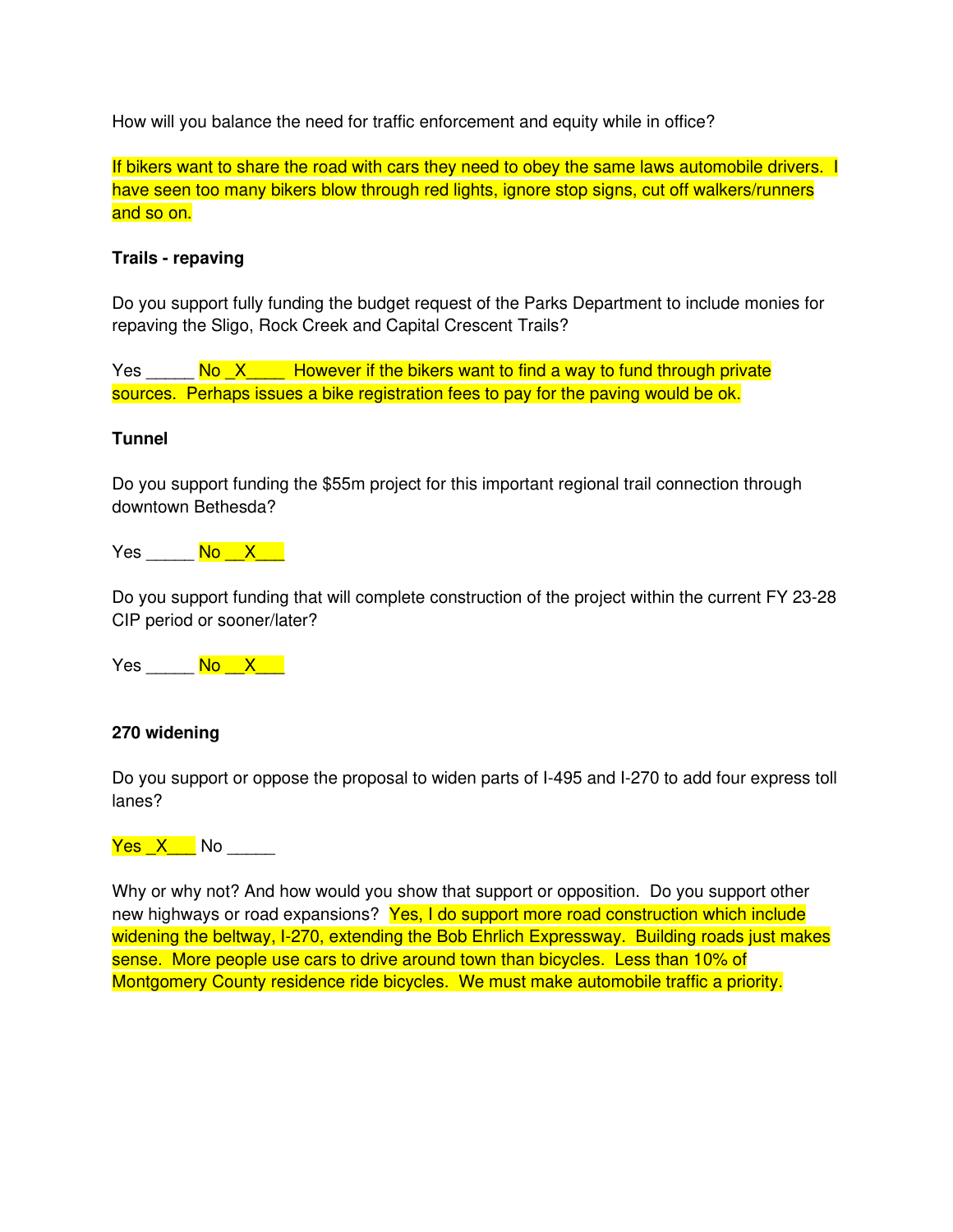How will you balance the need for traffic enforcement and equity while in office?

If bikers want to share the road with cars they need to obey the same laws automobile drivers. I have seen too many bikers blow through red lights, ignore stop signs, cut off walkers/runners and so on.

**Trails - repaving**

Do you support fully funding the budget request of the Parks Department to include monies for repaving the Sligo, Rock Creek and Capital Crescent Trails?

Yes _____ No _X____ However if the bikers want to find a way to fund through private sources. Perhaps issues a bike registration fees to pay for the paving would be ok.

**Tunnel**

Do you support funding the $55m project for this important regional trail connection through downtown Bethesda?

Yes _____ No __X___

Do you support funding that will complete construction of the project within the current FY 23-28 CIP period or sooner/later?

Yes _____ No __X___

**270 widening**

Do you support or oppose the proposal to widen parts of I-495 and I-270 to add four express toll lanes?

Yes _X___ No _____

Why or why not? And how would you show that support or opposition. Do you support other new highways or road expansions? Yes, I do support more road construction which include widening the beltway, I-270, extending the Bob Ehrlich Expressway. Building roads just makes sense. More people use cars to drive around town than bicycles. Less than 10% of Montgomery County residence ride bicycles. We must make automobile traffic a priority.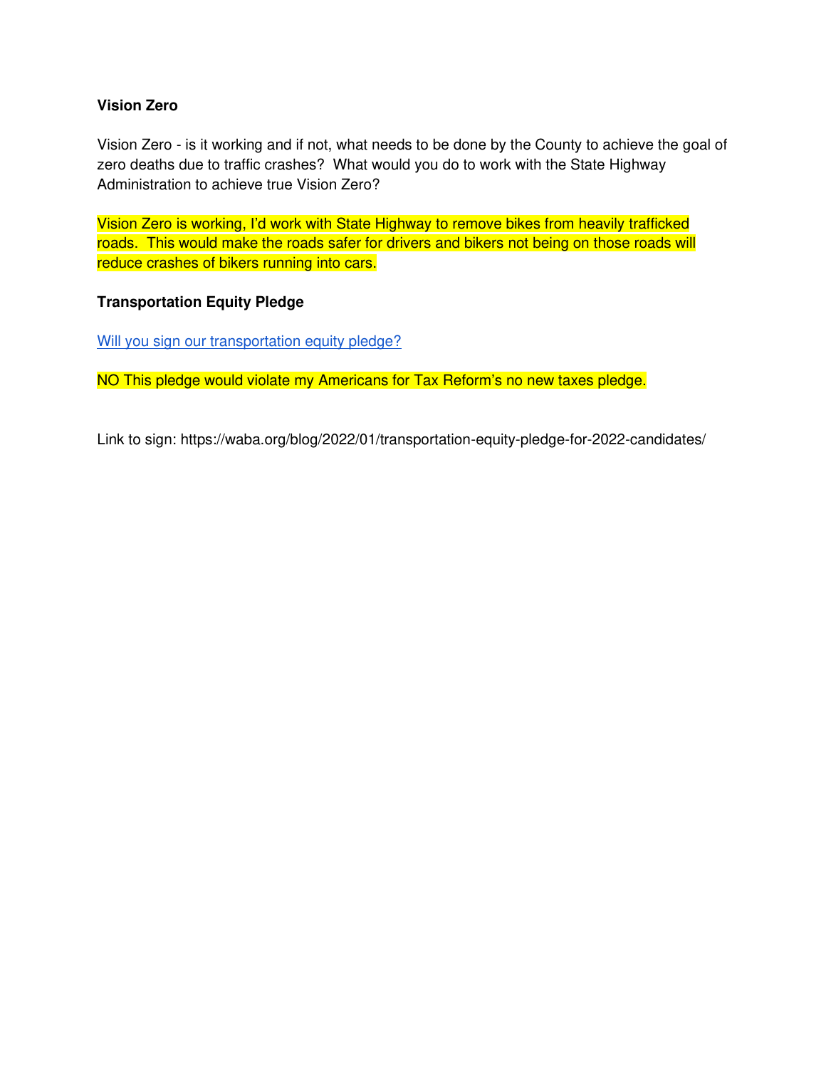**Vision Zero**

Vision Zero - is it working and if not, what needs to be done by the County to achieve the goal of zero deaths due to traffic crashes? What would you do to work with the State Highway Administration to achieve true Vision Zero?

Vision Zero is working, I'd work with State Highway to remove bikes from heavily trafficked roads. This would make the roads safer for drivers and bikers not being on those roads will reduce crashes of bikers running into cars.

**Transportation Equity Pledge**

Will you sign our transportation equity pledge?

NO This pledge would violate my Americans for Tax Reform's no new taxes pledge.

Link to sign: https://waba.org/blog/2022/01/transportation-equity-pledge-for-2022-candidates/